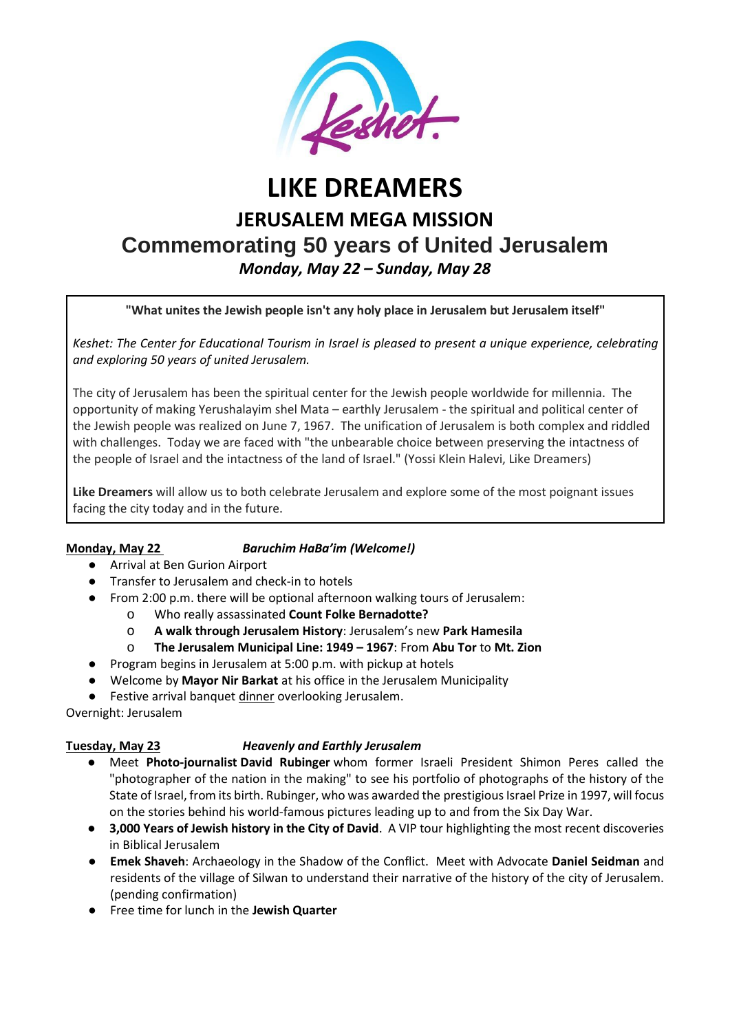# LIKE DREAMERS

## JERUSALEM MEGA MISSION

## Commemorating 50 years of United Jerusalem

***Monday, May 22 – Sunday, May 28***

**"What unites the Jewish people isn't any holy place in Jerusalem but Jerusalem itself"**

*Keshet: The Center for Educational Tourism in Israel is pleased to present a unique experience, celebrating and exploring 50 years of united Jerusalem.*

The city of Jerusalem has been the spiritual center for the Jewish people worldwide for millennia. The opportunity of making Yerushalayim shel Mata – earthly Jerusalem - the spiritual and political center of the Jewish people was realized on June 7, 1967. The unification of Jerusalem is both complex and riddled with challenges. Today we are faced with "the unbearable choice between preserving the intactness of the people of Israel and the intactness of the land of Israel." (Yossi Klein Halevi, Like Dreamers)

**Like Dreamers** will allow us to both celebrate Jerusalem and explore some of the most poignant issues facing the city today and in the future.

**Monday, May 22** ***Baruchim HaBa'im (Welcome!)***

- Arrival at Ben Gurion Airport
- Transfer to Jerusalem and check-in to hotels
- From 2:00 p.m. there will be optional afternoon walking tours of Jerusalem:
  - Who really assassinated **Count Folke Bernadotte?**
  - **A walk through Jerusalem History**: Jerusalem's new **Park Hamesila**
  - **The Jerusalem Municipal Line: 1949 – 1967**: From **Abu Tor** to **Mt. Zion**
- Program begins in Jerusalem at 5:00 p.m. with pickup at hotels
- Welcome by **Mayor Nir Barkat** at his office in the Jerusalem Municipality
- Festive arrival banquet dinner overlooking Jerusalem.

Overnight: Jerusalem

**Tuesday, May 23** ***Heavenly and Earthly Jerusalem***

- Meet **Photo-journalist David Rubinger** whom former Israeli President Shimon Peres called the "photographer of the nation in the making" to see his portfolio of photographs of the history of the State of Israel, from its birth. Rubinger, who was awarded the prestigious Israel Prize in 1997, will focus on the stories behind his world-famous pictures leading up to and from the Six Day War.
- **3,000 Years of Jewish history in the City of David**. A VIP tour highlighting the most recent discoveries in Biblical Jerusalem
- **Emek Shaveh**: Archaeology in the Shadow of the Conflict. Meet with Advocate **Daniel Seidman** and residents of the village of Silwan to understand their narrative of the history of the city of Jerusalem. (pending confirmation)
- Free time for lunch in the **Jewish Quarter**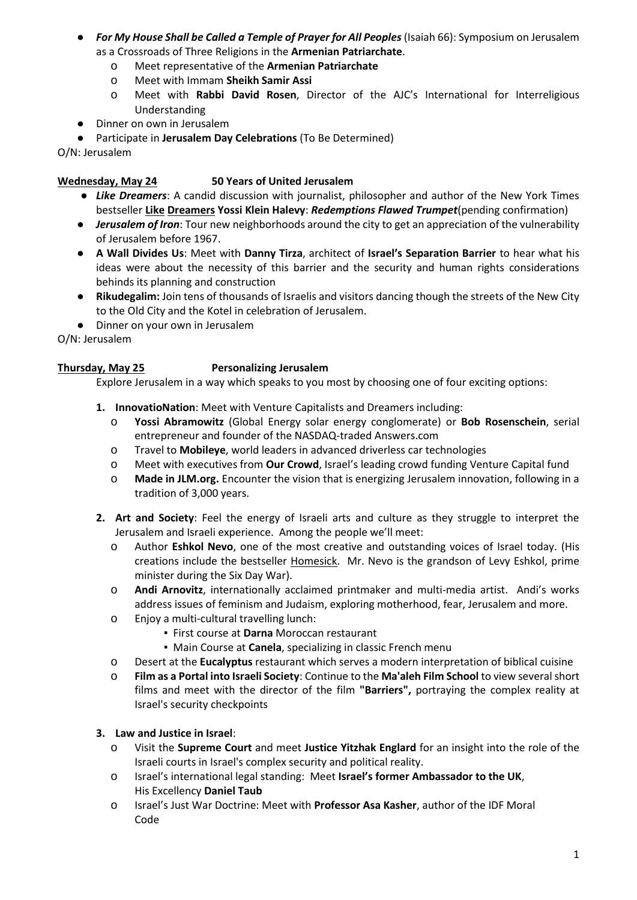- ***For My House Shall be Called a Temple of Prayer for All Peoples*** (Isaiah 66): Symposium on Jerusalem as a Crossroads of Three Religions in the **Armenian Patriarchate**.
    - Meet representative of the **Armenian Patriarchate**
    - Meet with Immam **Sheikh Samir Assi**
    - Meet with **Rabbi David Rosen**, Director of the AJC's International for Interreligious Understanding
- Dinner on own in Jerusalem
- Participate in **Jerusalem Day Celebrations** (To Be Determined)

O/N: Jerusalem

**<u>Wednesday, May 24</u>** **50 Years of United Jerusalem**

- ***Like Dreamers***: A candid discussion with journalist, philosopher and author of the New York Times bestseller **<u>Like Dreamers</u> Yossi Klein Halevy**: ***Redemptions Flawed Trumpet***(pending confirmation)
- ***Jerusalem of Iron***: Tour new neighborhoods around the city to get an appreciation of the vulnerability of Jerusalem before 1967.
- **A Wall Divides Us**: Meet with **Danny Tirza**, architect of **Israel's Separation Barrier** to hear what his ideas were about the necessity of this barrier and the security and human rights considerations behinds its planning and construction
- **Rikudegalim:** Join tens of thousands of Israelis and visitors dancing though the streets of the New City to the Old City and the Kotel in celebration of Jerusalem.
- Dinner on your own in Jerusalem

O/N: Jerusalem

**<u>Thursday, May 25</u>** **Personalizing Jerusalem**

Explore Jerusalem in a way which speaks to you most by choosing one of four exciting options:

1. **InnovatioNation**: Meet with Venture Capitalists and Dreamers including:
    - **Yossi Abramowitz** (Global Energy solar energy conglomerate) or **Bob Rosenschein**, serial entrepreneur and founder of the NASDAQ-traded Answers.com
    - Travel to **Mobileye**, world leaders in advanced driverless car technologies
    - Meet with executives from **Our Crowd**, Israel's leading crowd funding Venture Capital fund
    - **Made in JLM.org.** Encounter the vision that is energizing Jerusalem innovation, following in a tradition of 3,000 years.

2. **Art and Society**: Feel the energy of Israeli arts and culture as they struggle to interpret the Jerusalem and Israeli experience. Among the people we'll meet:
    - Author **Eshkol Nevo**, one of the most creative and outstanding voices of Israel today. (His creations include the bestseller <u>Homesick</u>. Mr. Nevo is the grandson of Levy Eshkol, prime minister during the Six Day War).
    - **Andi Arnovitz**, internationally acclaimed printmaker and multi-media artist. Andi's works address issues of feminism and Judaism, exploring motherhood, fear, Jerusalem and more.
    - Enjoy a multi-cultural travelling lunch:
        - First course at **Darna** Moroccan restaurant
        - Main Course at **Canela**, specializing in classic French menu
    - Desert at the **Eucalyptus** restaurant which serves a modern interpretation of biblical cuisine
    - **Film as a Portal into Israeli Society**: Continue to the **Ma'aleh Film School** to view several short films and meet with the director of the film **"Barriers",** portraying the complex reality at Israel's security checkpoints

3. **Law and Justice in Israel**:
    - Visit the **Supreme Court** and meet **Justice Yitzhak Englard** for an insight into the role of the Israeli courts in Israel's complex security and political reality.
    - Israel's international legal standing: Meet **Israel's former Ambassador to the UK**, His Excellency **Daniel Taub**
    - Israel's Just War Doctrine: Meet with **Professor Asa Kasher**, author of the IDF Moral Code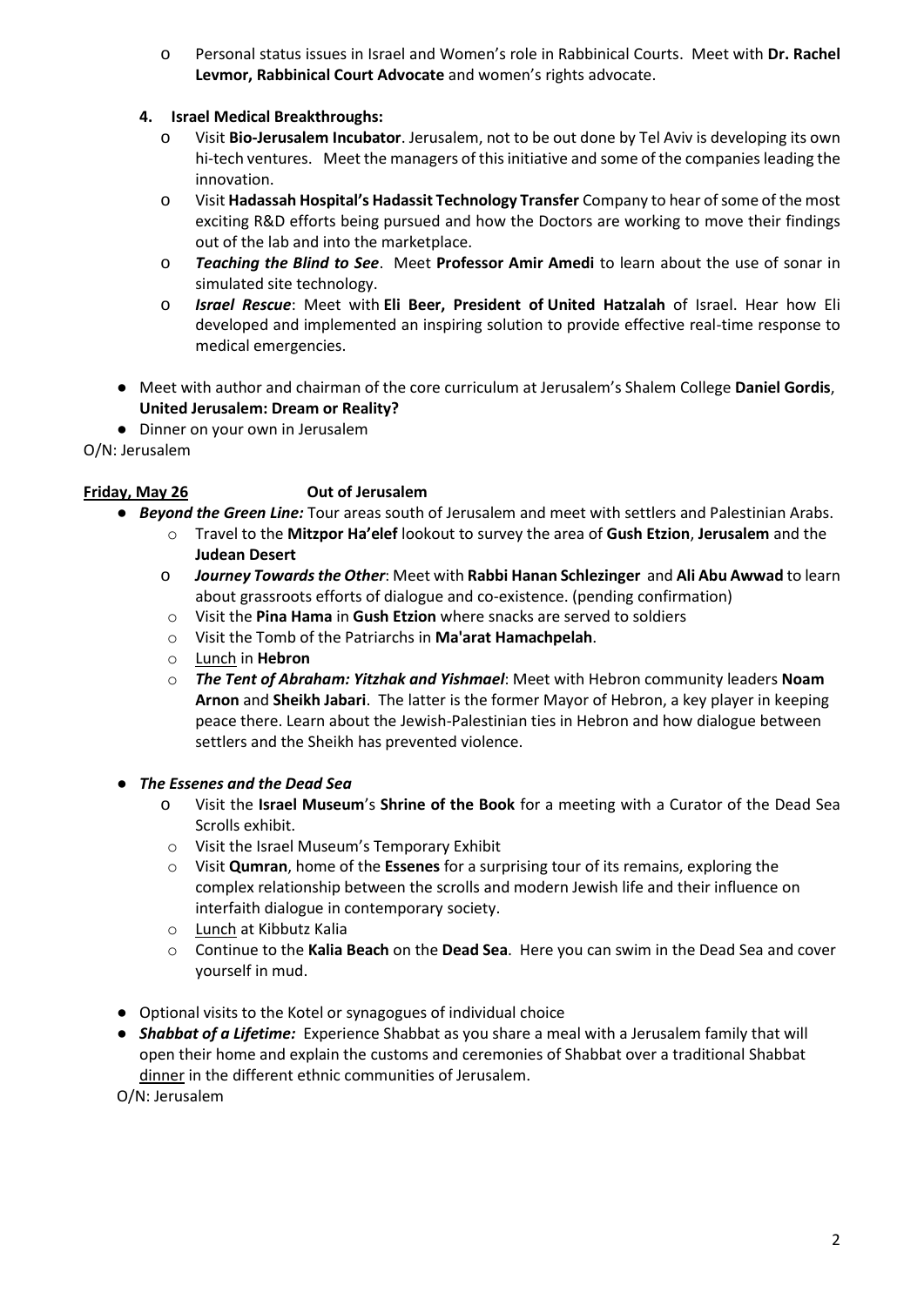- Personal status issues in Israel and Women's role in Rabbinical Courts. Meet with **Dr. Rachel Levmor, Rabbinical Court Advocate** and women's rights advocate.

**4. Israel Medical Breakthroughs:**

- Visit **Bio-Jerusalem Incubator**. Jerusalem, not to be out done by Tel Aviv is developing its own hi-tech ventures. Meet the managers of this initiative and some of the companies leading the innovation.
- Visit **Hadassah Hospital's Hadassit Technology Transfer** Company to hear of some of the most exciting R&D efforts being pursued and how the Doctors are working to move their findings out of the lab and into the marketplace.
- ***Teaching the Blind to See***. Meet **Professor Amir Amedi** to learn about the use of sonar in simulated site technology.
- ***Israel Rescue***: Meet with **Eli Beer, President of United Hatzalah** of Israel. Hear how Eli developed and implemented an inspiring solution to provide effective real-time response to medical emergencies.

- Meet with author and chairman of the core curriculum at Jerusalem's Shalem College **Daniel Gordis**, **United Jerusalem: Dream or Reality?**
- Dinner on your own in Jerusalem

O/N: Jerusalem

**Friday, May 26** **Out of Jerusalem**

- ***Beyond the Green Line:*** Tour areas south of Jerusalem and meet with settlers and Palestinian Arabs.
  - Travel to the **Mitzpor Ha'elef** lookout to survey the area of **Gush Etzion**, **Jerusalem** and the **Judean Desert**
  - ***Journey Towards the Other***: Meet with **Rabbi Hanan Schlezinger** and **Ali Abu Awwad** to learn about grassroots efforts of dialogue and co-existence. (pending confirmation)
  - Visit the **Pina Hama** in **Gush Etzion** where snacks are served to soldiers
  - Visit the Tomb of the Patriarchs in **Ma'arat Hamachpelah**.
  - Lunch in **Hebron**
  - ***The Tent of Abraham: Yitzhak and Yishmael***: Meet with Hebron community leaders **Noam Arnon** and **Sheikh Jabari**. The latter is the former Mayor of Hebron, a key player in keeping peace there. Learn about the Jewish-Palestinian ties in Hebron and how dialogue between settlers and the Sheikh has prevented violence.

- ***The Essenes and the Dead Sea***
  - Visit the **Israel Museum**'s **Shrine of the Book** for a meeting with a Curator of the Dead Sea Scrolls exhibit.
  - Visit the Israel Museum's Temporary Exhibit
  - Visit **Qumran**, home of the **Essenes** for a surprising tour of its remains, exploring the complex relationship between the scrolls and modern Jewish life and their influence on interfaith dialogue in contemporary society.
  - Lunch at Kibbutz Kalia
  - Continue to the **Kalia Beach** on the **Dead Sea**. Here you can swim in the Dead Sea and cover yourself in mud.

- Optional visits to the Kotel or synagogues of individual choice
- ***Shabbat of a Lifetime:*** Experience Shabbat as you share a meal with a Jerusalem family that will open their home and explain the customs and ceremonies of Shabbat over a traditional Shabbat dinner in the different ethnic communities of Jerusalem.

O/N: Jerusalem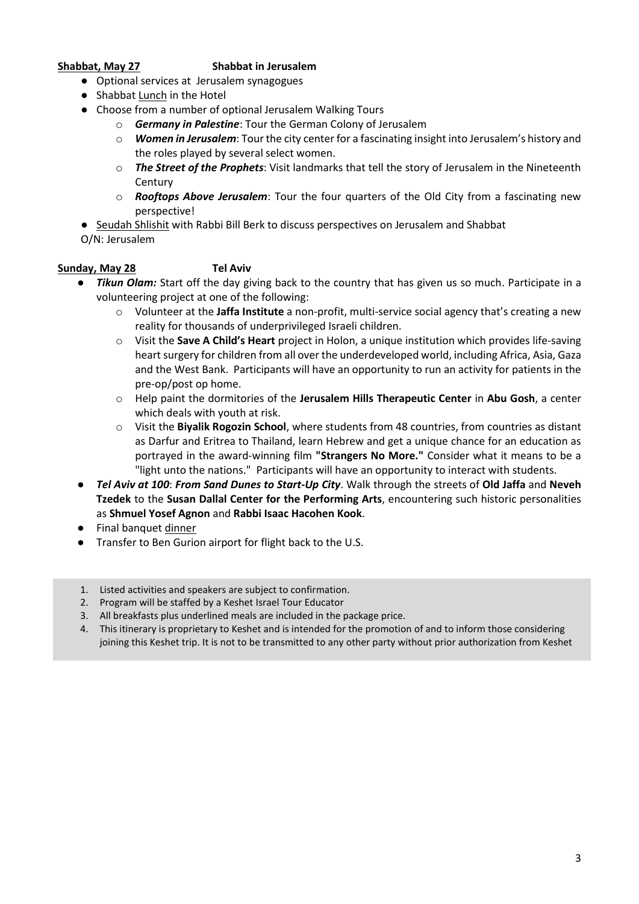**Shabbat, May 27** **Shabbat in Jerusalem**

- Optional services at Jerusalem synagogues
- Shabbat <u>Lunch</u> in the Hotel
- Choose from a number of optional Jerusalem Walking Tours
    - ***Germany in Palestine***: Tour the German Colony of Jerusalem
    - ***Women in Jerusalem***: Tour the city center for a fascinating insight into Jerusalem's history and the roles played by several select women.
    - ***The Street of the Prophets***: Visit landmarks that tell the story of Jerusalem in the Nineteenth Century
    - ***Rooftops Above Jerusalem***: Tour the four quarters of the Old City from a fascinating new perspective!
- <u>Seudah Shlishit</u> with Rabbi Bill Berk to discuss perspectives on Jerusalem and Shabbat

O/N: Jerusalem

**Sunday, May 28** **Tel Aviv**

- ***Tikun Olam:*** Start off the day giving back to the country that has given us so much. Participate in a volunteering project at one of the following:
    - Volunteer at the **Jaffa Institute** a non-profit, multi-service social agency that's creating a new reality for thousands of underprivileged Israeli children.
    - Visit the **Save A Child's Heart** project in Holon, a unique institution which provides life-saving heart surgery for children from all over the underdeveloped world, including Africa, Asia, Gaza and the West Bank. Participants will have an opportunity to run an activity for patients in the pre-op/post op home.
    - Help paint the dormitories of the **Jerusalem Hills Therapeutic Center** in **Abu Gosh**, a center which deals with youth at risk.
    - Visit the **Biyalik Rogozin School**, where students from 48 countries, from countries as distant as Darfur and Eritrea to Thailand, learn Hebrew and get a unique chance for an education as portrayed in the award-winning film **"Strangers No More."** Consider what it means to be a "light unto the nations." Participants will have an opportunity to interact with students.
- ***Tel Aviv at 100***: ***From Sand Dunes to Start-Up City***. Walk through the streets of **Old Jaffa** and **Neveh Tzedek** to the **Susan Dallal Center for the Performing Arts**, encountering such historic personalities as **Shmuel Yosef Agnon** and **Rabbi Isaac Hacohen Kook**.
- Final banquet <u>dinner</u>
- Transfer to Ben Gurion airport for flight back to the U.S.

1. Listed activities and speakers are subject to confirmation.
2. Program will be staffed by a Keshet Israel Tour Educator
3. All breakfasts plus underlined meals are included in the package price.
4. This itinerary is proprietary to Keshet and is intended for the promotion of and to inform those considering joining this Keshet trip. It is not to be transmitted to any other party without prior authorization from Keshet